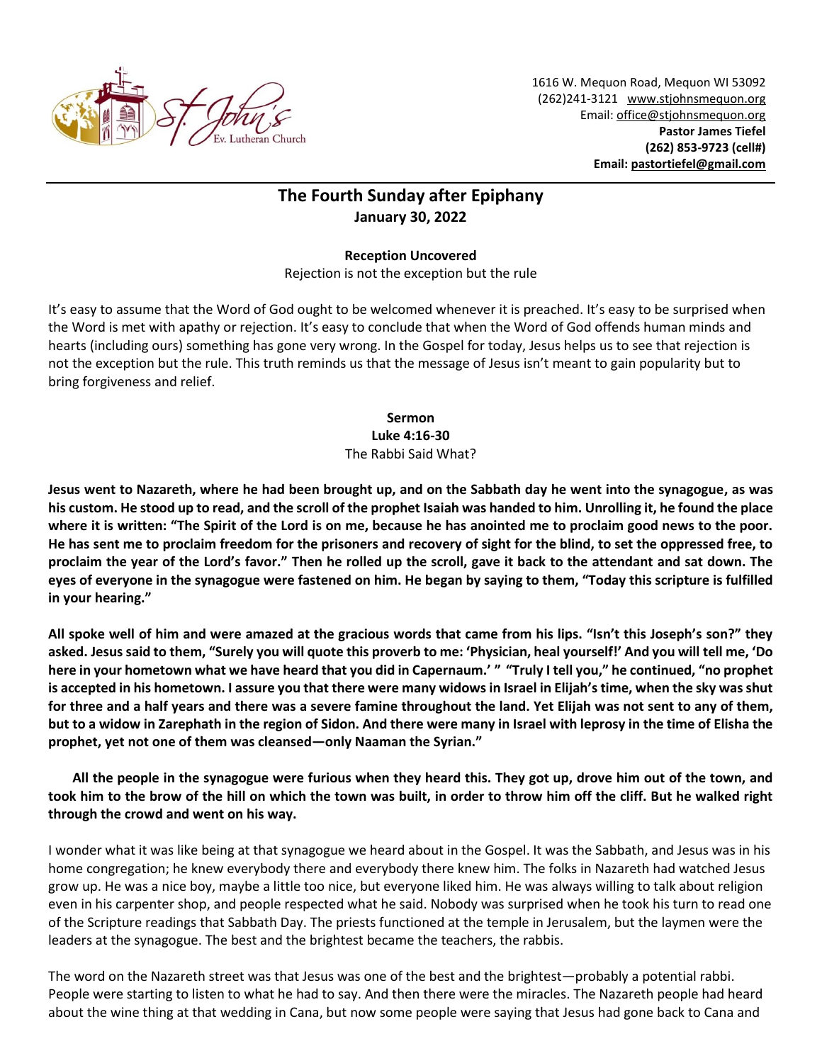1616 W. Mequon Road, Mequon WI 53092
(262)241-3121 www.stjohnsmequon.org
Email: office@stjohnsmequon.org
**Pastor James Tiefel**
**(262) 853-9723 (cell#)**
**Email: pastortiefel@gmail.com**

# The Fourth Sunday after Epiphany
**January 30, 2022**

**Reception Uncovered**
Rejection is not the exception but the rule

It's easy to assume that the Word of God ought to be welcomed whenever it is preached. It's easy to be surprised when the Word is met with apathy or rejection. It's easy to conclude that when the Word of God offends human minds and hearts (including ours) something has gone very wrong. In the Gospel for today, Jesus helps us to see that rejection is not the exception but the rule. This truth reminds us that the message of Jesus isn't meant to gain popularity but to bring forgiveness and relief.

**Sermon**
**Luke 4:16-30**
The Rabbi Said What?

**Jesus went to Nazareth, where he had been brought up, and on the Sabbath day he went into the synagogue, as was his custom. He stood up to read, and the scroll of the prophet Isaiah was handed to him. Unrolling it, he found the place where it is written: "The Spirit of the Lord is on me, because he has anointed me to proclaim good news to the poor. He has sent me to proclaim freedom for the prisoners and recovery of sight for the blind, to set the oppressed free, to proclaim the year of the Lord's favor." Then he rolled up the scroll, gave it back to the attendant and sat down. The eyes of everyone in the synagogue were fastened on him. He began by saying to them, "Today this scripture is fulfilled in your hearing."**

**All spoke well of him and were amazed at the gracious words that came from his lips. "Isn't this Joseph's son?" they asked. Jesus said to them, "Surely you will quote this proverb to me: 'Physician, heal yourself!' And you will tell me, 'Do here in your hometown what we have heard that you did in Capernaum.' " "Truly I tell you," he continued, "no prophet is accepted in his hometown. I assure you that there were many widows in Israel in Elijah's time, when the sky was shut for three and a half years and there was a severe famine throughout the land. Yet Elijah was not sent to any of them, but to a widow in Zarephath in the region of Sidon. And there were many in Israel with leprosy in the time of Elisha the prophet, yet not one of them was cleansed—only Naaman the Syrian."**

**All the people in the synagogue were furious when they heard this. They got up, drove him out of the town, and took him to the brow of the hill on which the town was built, in order to throw him off the cliff. But he walked right through the crowd and went on his way.**

I wonder what it was like being at that synagogue we heard about in the Gospel. It was the Sabbath, and Jesus was in his home congregation; he knew everybody there and everybody there knew him. The folks in Nazareth had watched Jesus grow up. He was a nice boy, maybe a little too nice, but everyone liked him. He was always willing to talk about religion even in his carpenter shop, and people respected what he said. Nobody was surprised when he took his turn to read one of the Scripture readings that Sabbath Day. The priests functioned at the temple in Jerusalem, but the laymen were the leaders at the synagogue. The best and the brightest became the teachers, the rabbis.

The word on the Nazareth street was that Jesus was one of the best and the brightest—probably a potential rabbi. People were starting to listen to what he had to say. And then there were the miracles. The Nazareth people had heard about the wine thing at that wedding in Cana, but now some people were saying that Jesus had gone back to Cana and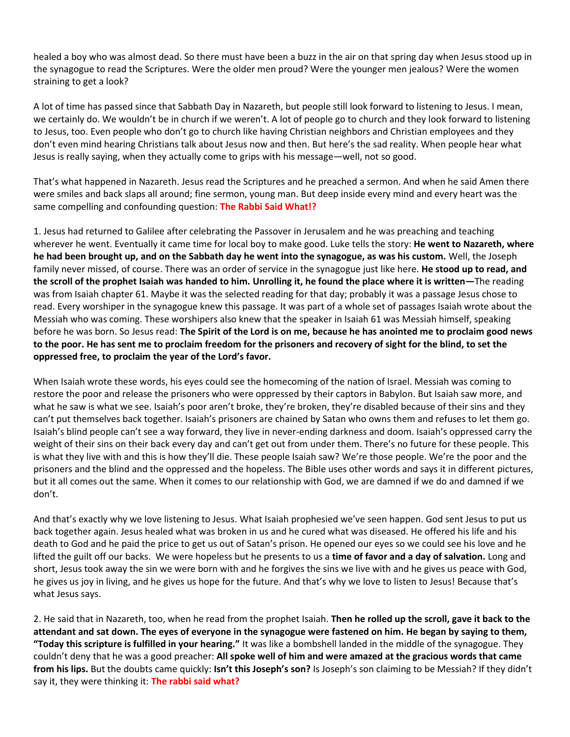healed a boy who was almost dead. So there must have been a buzz in the air on that spring day when Jesus stood up in the synagogue to read the Scriptures. Were the older men proud? Were the younger men jealous? Were the women straining to get a look?

A lot of time has passed since that Sabbath Day in Nazareth, but people still look forward to listening to Jesus. I mean, we certainly do. We wouldn't be in church if we weren't. A lot of people go to church and they look forward to listening to Jesus, too. Even people who don't go to church like having Christian neighbors and Christian employees and they don't even mind hearing Christians talk about Jesus now and then. But here's the sad reality. When people hear what Jesus is really saying, when they actually come to grips with his message—well, not so good.

That's what happened in Nazareth. Jesus read the Scriptures and he preached a sermon. And when he said Amen there were smiles and back slaps all around; fine sermon, young man. But deep inside every mind and every heart was the same compelling and confounding question: **The Rabbi Said What!?**

1. Jesus had returned to Galilee after celebrating the Passover in Jerusalem and he was preaching and teaching wherever he went. Eventually it came time for local boy to make good. Luke tells the story: **He went to Nazareth, where he had been brought up, and on the Sabbath day he went into the synagogue, as was his custom.** Well, the Joseph family never missed, of course. There was an order of service in the synagogue just like here. **He stood up to read, and the scroll of the prophet Isaiah was handed to him. Unrolling it, he found the place where it is written—**The reading was from Isaiah chapter 61. Maybe it was the selected reading for that day; probably it was a passage Jesus chose to read. Every worshiper in the synagogue knew this passage. It was part of a whole set of passages Isaiah wrote about the Messiah who was coming. These worshipers also knew that the speaker in Isaiah 61 was Messiah himself, speaking before he was born. So Jesus read: **The Spirit of the Lord is on me, because he has anointed me to proclaim good news to the poor. He has sent me to proclaim freedom for the prisoners and recovery of sight for the blind, to set the oppressed free, to proclaim the year of the Lord's favor.**

When Isaiah wrote these words, his eyes could see the homecoming of the nation of Israel. Messiah was coming to restore the poor and release the prisoners who were oppressed by their captors in Babylon. But Isaiah saw more, and what he saw is what we see. Isaiah's poor aren't broke, they're broken, they're disabled because of their sins and they can't put themselves back together. Isaiah's prisoners are chained by Satan who owns them and refuses to let them go. Isaiah's blind people can't see a way forward, they live in never-ending darkness and doom. Isaiah's oppressed carry the weight of their sins on their back every day and can't get out from under them. There's no future for these people. This is what they live with and this is how they'll die. These people Isaiah saw? We're those people. We're the poor and the prisoners and the blind and the oppressed and the hopeless. The Bible uses other words and says it in different pictures, but it all comes out the same. When it comes to our relationship with God, we are damned if we do and damned if we don't.

And that's exactly why we love listening to Jesus. What Isaiah prophesied we've seen happen. God sent Jesus to put us back together again. Jesus healed what was broken in us and he cured what was diseased. He offered his life and his death to God and he paid the price to get us out of Satan's prison. He opened our eyes so we could see his love and he lifted the guilt off our backs. We were hopeless but he presents to us a **time of favor and a day of salvation.** Long and short, Jesus took away the sin we were born with and he forgives the sins we live with and he gives us peace with God, he gives us joy in living, and he gives us hope for the future. And that's why we love to listen to Jesus! Because that's what Jesus says.

2. He said that in Nazareth, too, when he read from the prophet Isaiah. **Then he rolled up the scroll, gave it back to the attendant and sat down. The eyes of everyone in the synagogue were fastened on him. He began by saying to them, "Today this scripture is fulfilled in your hearing."** It was like a bombshell landed in the middle of the synagogue. They couldn't deny that he was a good preacher: **All spoke well of him and were amazed at the gracious words that came from his lips.** But the doubts came quickly: **Isn't this Joseph's son?** Is Joseph's son claiming to be Messiah? If they didn't say it, they were thinking it: **The rabbi said what?**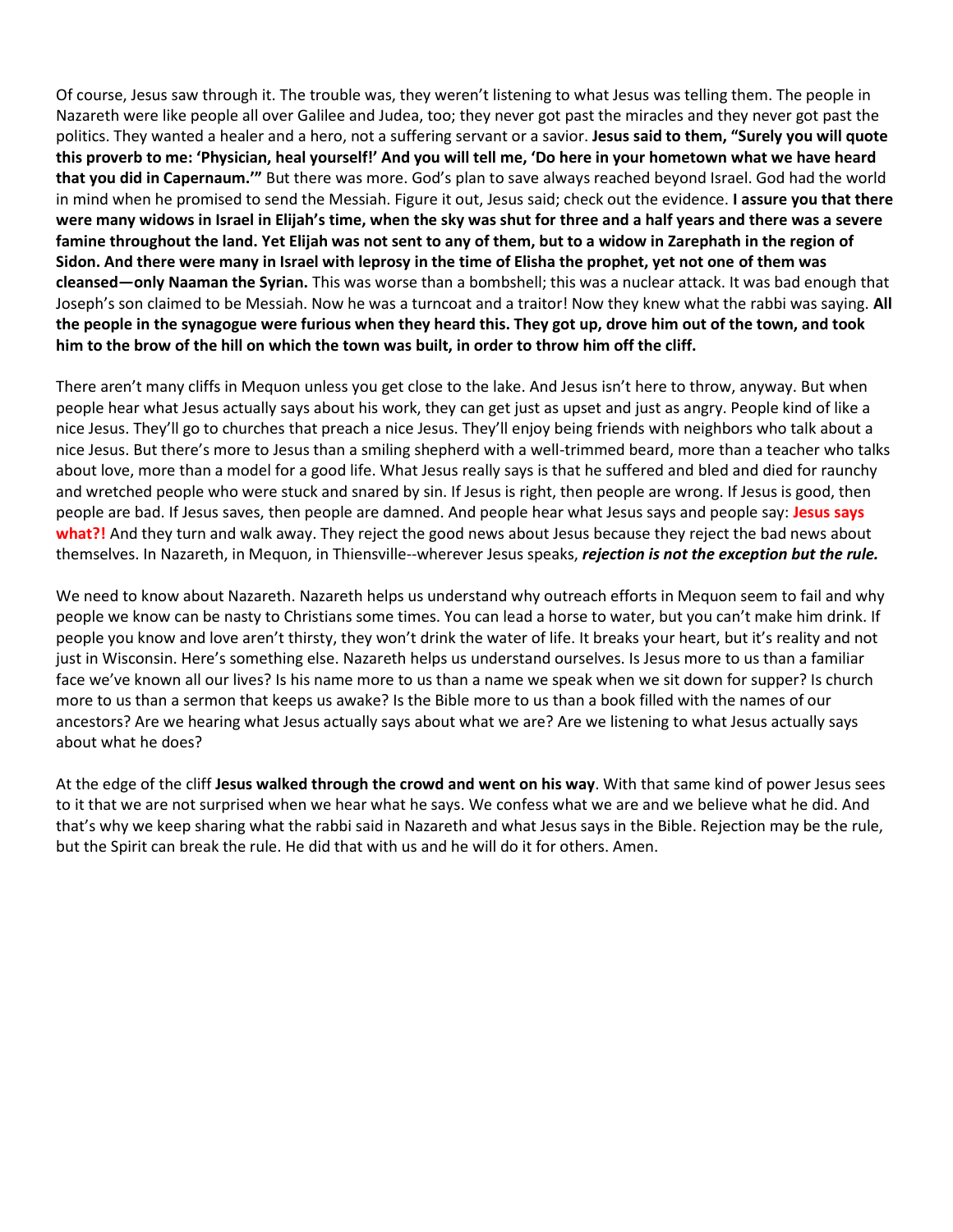Of course, Jesus saw through it. The trouble was, they weren't listening to what Jesus was telling them. The people in Nazareth were like people all over Galilee and Judea, too; they never got past the miracles and they never got past the politics. They wanted a healer and a hero, not a suffering servant or a savior. **Jesus said to them, "Surely you will quote this proverb to me: 'Physician, heal yourself!' And you will tell me, 'Do here in your hometown what we have heard that you did in Capernaum.'"** But there was more. God's plan to save always reached beyond Israel. God had the world in mind when he promised to send the Messiah. Figure it out, Jesus said; check out the evidence. **I assure you that there were many widows in Israel in Elijah's time, when the sky was shut for three and a half years and there was a severe famine throughout the land. Yet Elijah was not sent to any of them, but to a widow in Zarephath in the region of Sidon. And there were many in Israel with leprosy in the time of Elisha the prophet, yet not one of them was cleansed—only Naaman the Syrian.** This was worse than a bombshell; this was a nuclear attack. It was bad enough that Joseph's son claimed to be Messiah. Now he was a turncoat and a traitor! Now they knew what the rabbi was saying. **All the people in the synagogue were furious when they heard this. They got up, drove him out of the town, and took him to the brow of the hill on which the town was built, in order to throw him off the cliff.**

There aren't many cliffs in Mequon unless you get close to the lake. And Jesus isn't here to throw, anyway. But when people hear what Jesus actually says about his work, they can get just as upset and just as angry. People kind of like a nice Jesus. They'll go to churches that preach a nice Jesus. They'll enjoy being friends with neighbors who talk about a nice Jesus. But there's more to Jesus than a smiling shepherd with a well-trimmed beard, more than a teacher who talks about love, more than a model for a good life. What Jesus really says is that he suffered and bled and died for raunchy and wretched people who were stuck and snared by sin. If Jesus is right, then people are wrong. If Jesus is good, then people are bad. If Jesus saves, then people are damned. And people hear what Jesus says and people say: **Jesus says what?!** And they turn and walk away. They reject the good news about Jesus because they reject the bad news about themselves. In Nazareth, in Mequon, in Thiensville--wherever Jesus speaks, ***rejection is not the exception but the rule.***

We need to know about Nazareth. Nazareth helps us understand why outreach efforts in Mequon seem to fail and why people we know can be nasty to Christians some times. You can lead a horse to water, but you can't make him drink. If people you know and love aren't thirsty, they won't drink the water of life. It breaks your heart, but it's reality and not just in Wisconsin. Here's something else. Nazareth helps us understand ourselves. Is Jesus more to us than a familiar face we've known all our lives? Is his name more to us than a name we speak when we sit down for supper? Is church more to us than a sermon that keeps us awake? Is the Bible more to us than a book filled with the names of our ancestors? Are we hearing what Jesus actually says about what we are? Are we listening to what Jesus actually says about what he does?

At the edge of the cliff **Jesus walked through the crowd and went on his way**. With that same kind of power Jesus sees to it that we are not surprised when we hear what he says. We confess what we are and we believe what he did. And that's why we keep sharing what the rabbi said in Nazareth and what Jesus says in the Bible. Rejection may be the rule, but the Spirit can break the rule. He did that with us and he will do it for others. Amen.